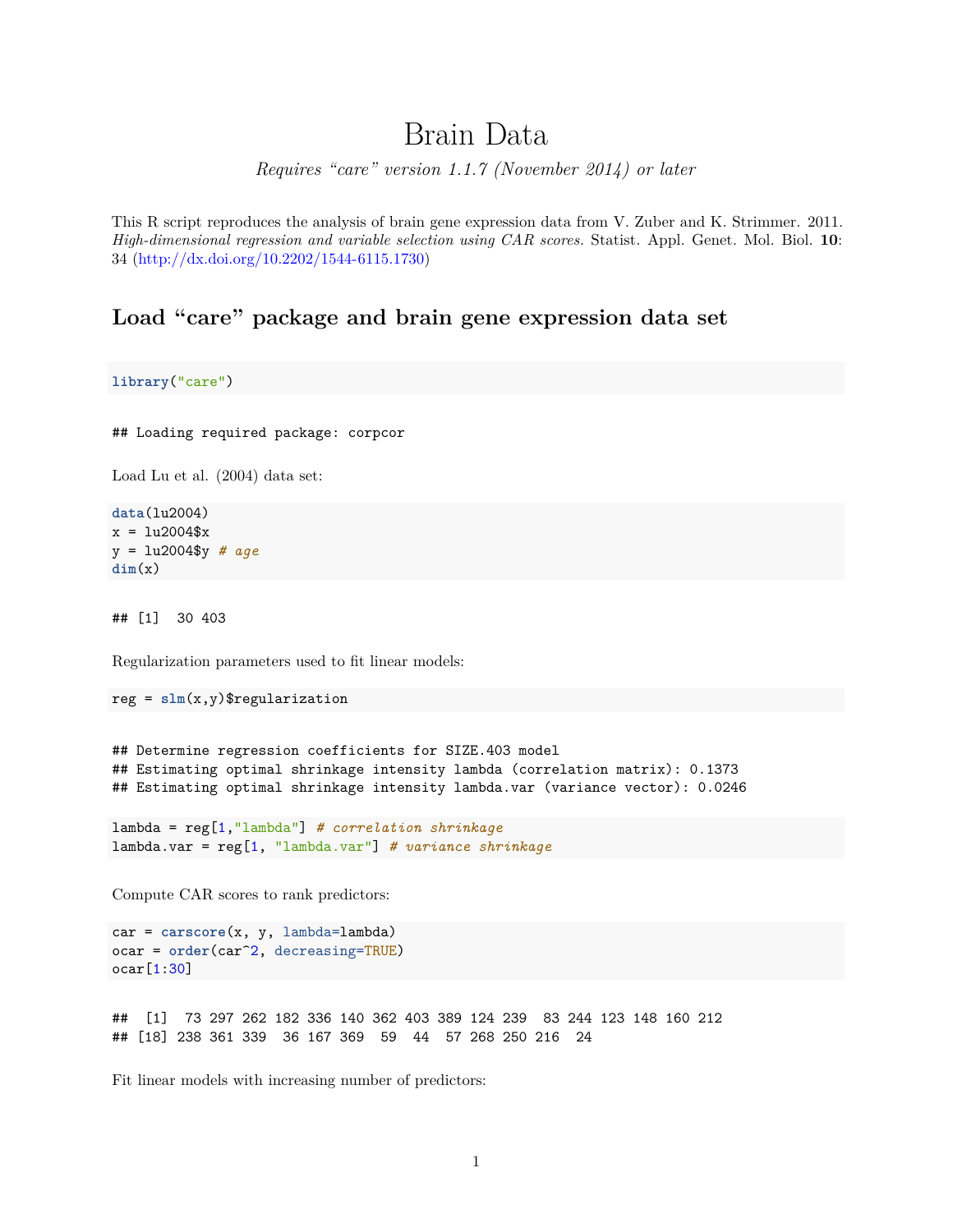# Brain Data

*Requires "care" version 1.1.7 (November 2014) or later*

This R script reproduces the analysis of brain gene expression data from V. Zuber and K. Strimmer. 2011. *High-dimensional regression and variable selection using CAR scores.* Statist. Appl. Genet. Mol. Biol. **10**: 34 (http://dx.doi.org/10.2202/1544-6115.1730)

## Load "care" package and brain gene expression data set

```
library("care")
```

```
## Loading required package: corpcor
```

Load Lu et al. (2004) data set:

```
data(lu2004)
x = lu2004$x
y = lu2004$y # age
dim(x)
```

```
## [1]  30 403
```

Regularization parameters used to fit linear models:

```
reg = slm(x,y)$regularization
```

```
## Determine regression coefficients for SIZE.403 model
## Estimating optimal shrinkage intensity lambda (correlation matrix): 0.1373
## Estimating optimal shrinkage intensity lambda.var (variance vector): 0.0246
```

```
lambda = reg[1,"lambda"] # correlation shrinkage
lambda.var = reg[1, "lambda.var"] # variance shrinkage
```

Compute CAR scores to rank predictors:

```
car = carscore(x, y, lambda=lambda)
ocar = order(car^2, decreasing=TRUE)
ocar[1:30]
```

```
##  [1]  73 297 262 182 336 140 362 403 389 124 239  83 244 123 148 160 212
## [18] 238 361 339  36 167 369  59  44  57 268 250 216  24
```

Fit linear models with increasing number of predictors: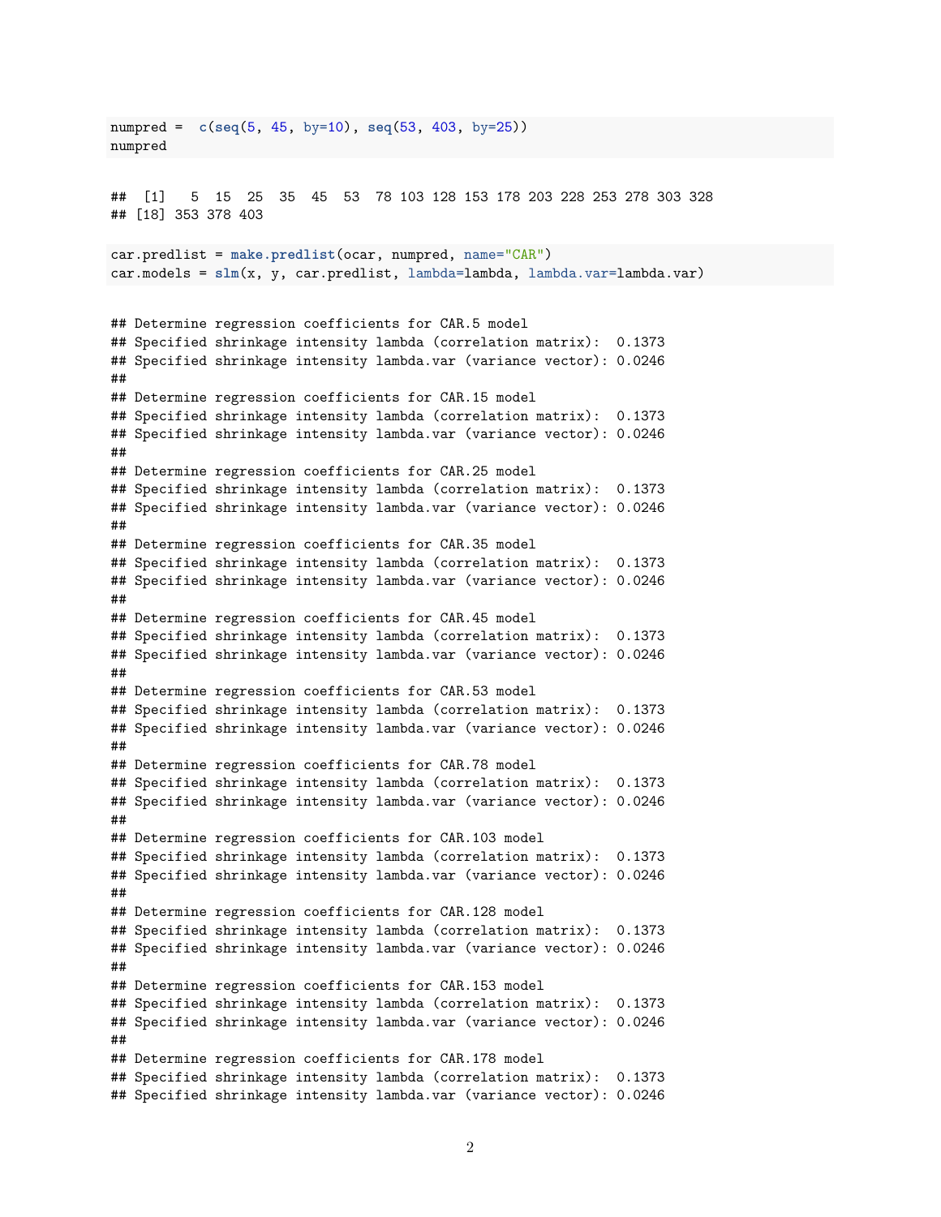```r
numpred =  c(seq(5, 45, by=10), seq(53, 403, by=25))
numpred
```

```
##  [1]   5  15  25  35  45  53  78 103 128 153 178 203 228 253 278 303 328
## [18] 353 378 403
```

```r
car.predlist = make.predlist(ocar, numpred, name="CAR")
car.models = slm(x, y, car.predlist, lambda=lambda, lambda.var=lambda.var)
```

```
## Determine regression coefficients for CAR.5 model
## Specified shrinkage intensity lambda (correlation matrix):  0.1373
## Specified shrinkage intensity lambda.var (variance vector): 0.0246
## 
## Determine regression coefficients for CAR.15 model
## Specified shrinkage intensity lambda (correlation matrix):  0.1373
## Specified shrinkage intensity lambda.var (variance vector): 0.0246
## 
## Determine regression coefficients for CAR.25 model
## Specified shrinkage intensity lambda (correlation matrix):  0.1373
## Specified shrinkage intensity lambda.var (variance vector): 0.0246
## 
## Determine regression coefficients for CAR.35 model
## Specified shrinkage intensity lambda (correlation matrix):  0.1373
## Specified shrinkage intensity lambda.var (variance vector): 0.0246
## 
## Determine regression coefficients for CAR.45 model
## Specified shrinkage intensity lambda (correlation matrix):  0.1373
## Specified shrinkage intensity lambda.var (variance vector): 0.0246
## 
## Determine regression coefficients for CAR.53 model
## Specified shrinkage intensity lambda (correlation matrix):  0.1373
## Specified shrinkage intensity lambda.var (variance vector): 0.0246
## 
## Determine regression coefficients for CAR.78 model
## Specified shrinkage intensity lambda (correlation matrix):  0.1373
## Specified shrinkage intensity lambda.var (variance vector): 0.0246
## 
## Determine regression coefficients for CAR.103 model
## Specified shrinkage intensity lambda (correlation matrix):  0.1373
## Specified shrinkage intensity lambda.var (variance vector): 0.0246
## 
## Determine regression coefficients for CAR.128 model
## Specified shrinkage intensity lambda (correlation matrix):  0.1373
## Specified shrinkage intensity lambda.var (variance vector): 0.0246
## 
## Determine regression coefficients for CAR.153 model
## Specified shrinkage intensity lambda (correlation matrix):  0.1373
## Specified shrinkage intensity lambda.var (variance vector): 0.0246
## 
## Determine regression coefficients for CAR.178 model
## Specified shrinkage intensity lambda (correlation matrix):  0.1373
## Specified shrinkage intensity lambda.var (variance vector): 0.0246
```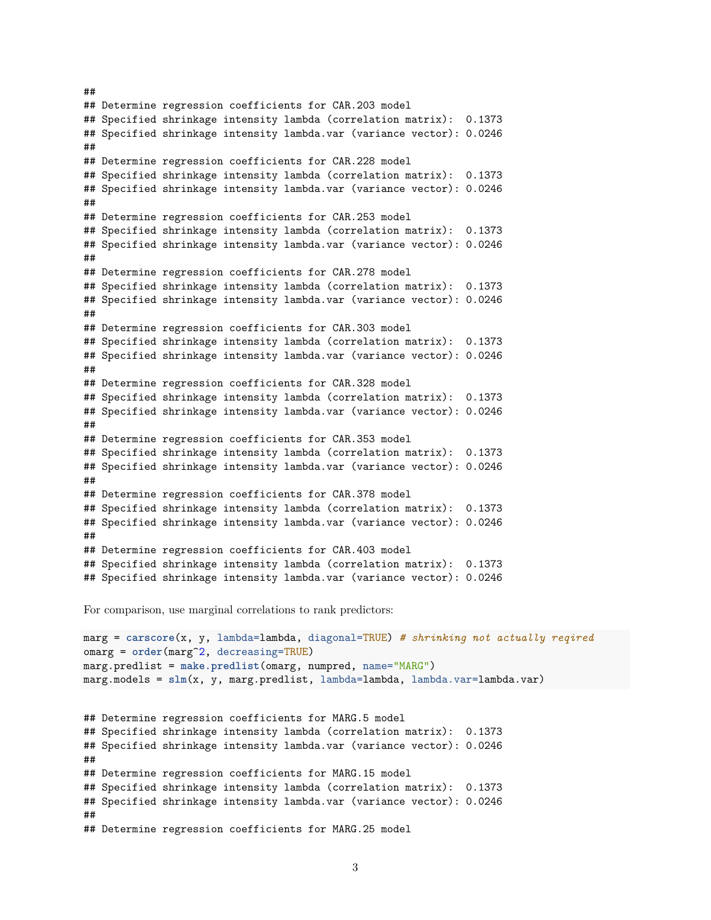```
##
## Determine regression coefficients for CAR.203 model
## Specified shrinkage intensity lambda (correlation matrix):  0.1373
## Specified shrinkage intensity lambda.var (variance vector): 0.0246
##
## Determine regression coefficients for CAR.228 model
## Specified shrinkage intensity lambda (correlation matrix):  0.1373
## Specified shrinkage intensity lambda.var (variance vector): 0.0246
##
## Determine regression coefficients for CAR.253 model
## Specified shrinkage intensity lambda (correlation matrix):  0.1373
## Specified shrinkage intensity lambda.var (variance vector): 0.0246
##
## Determine regression coefficients for CAR.278 model
## Specified shrinkage intensity lambda (correlation matrix):  0.1373
## Specified shrinkage intensity lambda.var (variance vector): 0.0246
##
## Determine regression coefficients for CAR.303 model
## Specified shrinkage intensity lambda (correlation matrix):  0.1373
## Specified shrinkage intensity lambda.var (variance vector): 0.0246
##
## Determine regression coefficients for CAR.328 model
## Specified shrinkage intensity lambda (correlation matrix):  0.1373
## Specified shrinkage intensity lambda.var (variance vector): 0.0246
##
## Determine regression coefficients for CAR.353 model
## Specified shrinkage intensity lambda (correlation matrix):  0.1373
## Specified shrinkage intensity lambda.var (variance vector): 0.0246
##
## Determine regression coefficients for CAR.378 model
## Specified shrinkage intensity lambda (correlation matrix):  0.1373
## Specified shrinkage intensity lambda.var (variance vector): 0.0246
##
## Determine regression coefficients for CAR.403 model
## Specified shrinkage intensity lambda (correlation matrix):  0.1373
## Specified shrinkage intensity lambda.var (variance vector): 0.0246
```

For comparison, use marginal correlations to rank predictors:

```
marg = carscore(x, y, lambda=lambda, diagonal=TRUE) # shrinking not actually reqired
omarg = order(marg^2, decreasing=TRUE)
marg.predlist = make.predlist(omarg, numpred, name="MARG")
marg.models = slm(x, y, marg.predlist, lambda=lambda, lambda.var=lambda.var)
```

```
## Determine regression coefficients for MARG.5 model
## Specified shrinkage intensity lambda (correlation matrix):  0.1373
## Specified shrinkage intensity lambda.var (variance vector): 0.0246
##
## Determine regression coefficients for MARG.15 model
## Specified shrinkage intensity lambda (correlation matrix):  0.1373
## Specified shrinkage intensity lambda.var (variance vector): 0.0246
##
## Determine regression coefficients for MARG.25 model
```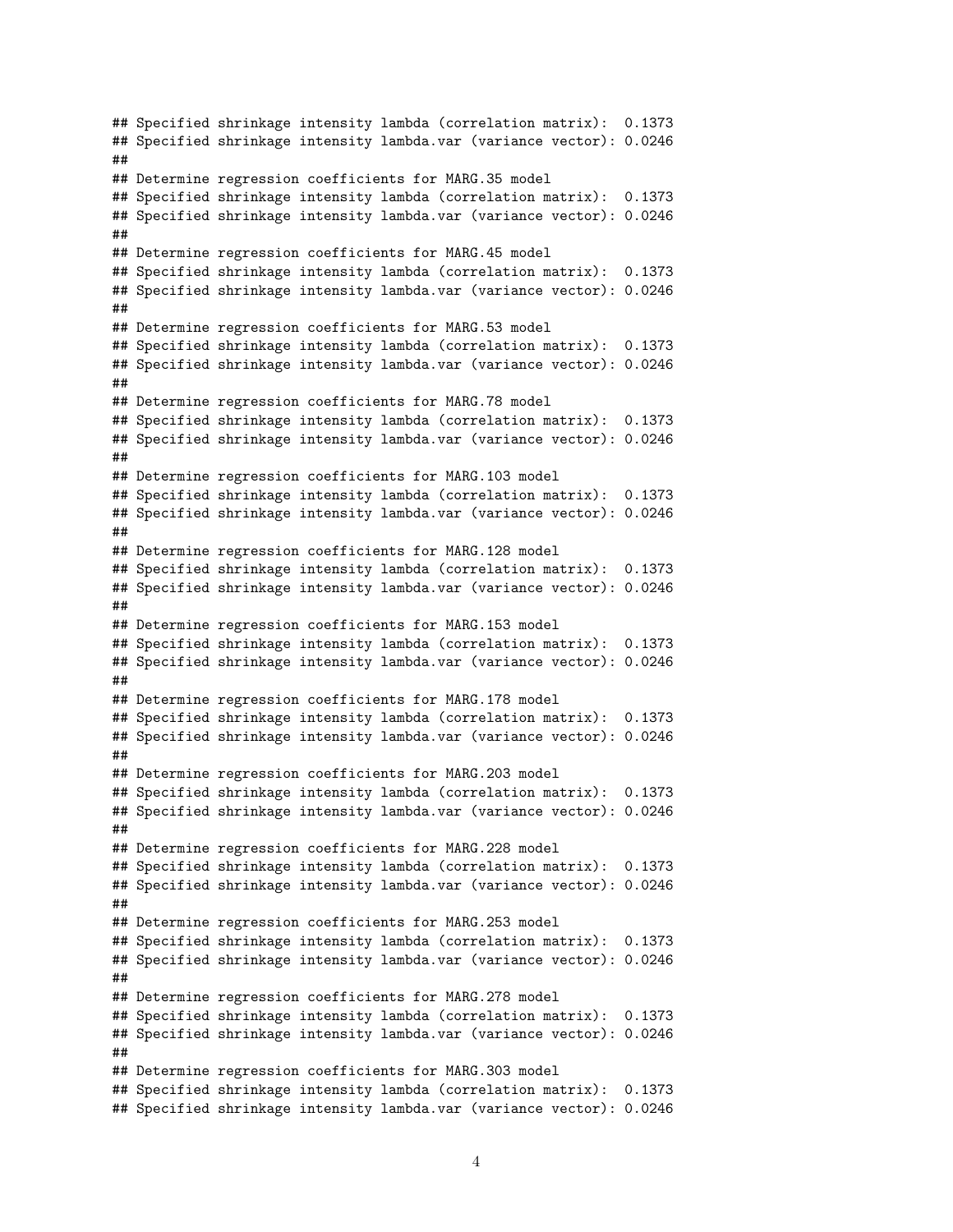```
## Specified shrinkage intensity lambda (correlation matrix):  0.1373
## Specified shrinkage intensity lambda.var (variance vector): 0.0246
##
## Determine regression coefficients for MARG.35 model
## Specified shrinkage intensity lambda (correlation matrix):  0.1373
## Specified shrinkage intensity lambda.var (variance vector): 0.0246
##
## Determine regression coefficients for MARG.45 model
## Specified shrinkage intensity lambda (correlation matrix):  0.1373
## Specified shrinkage intensity lambda.var (variance vector): 0.0246
##
## Determine regression coefficients for MARG.53 model
## Specified shrinkage intensity lambda (correlation matrix):  0.1373
## Specified shrinkage intensity lambda.var (variance vector): 0.0246
##
## Determine regression coefficients for MARG.78 model
## Specified shrinkage intensity lambda (correlation matrix):  0.1373
## Specified shrinkage intensity lambda.var (variance vector): 0.0246
##
## Determine regression coefficients for MARG.103 model
## Specified shrinkage intensity lambda (correlation matrix):  0.1373
## Specified shrinkage intensity lambda.var (variance vector): 0.0246
##
## Determine regression coefficients for MARG.128 model
## Specified shrinkage intensity lambda (correlation matrix):  0.1373
## Specified shrinkage intensity lambda.var (variance vector): 0.0246
##
## Determine regression coefficients for MARG.153 model
## Specified shrinkage intensity lambda (correlation matrix):  0.1373
## Specified shrinkage intensity lambda.var (variance vector): 0.0246
##
## Determine regression coefficients for MARG.178 model
## Specified shrinkage intensity lambda (correlation matrix):  0.1373
## Specified shrinkage intensity lambda.var (variance vector): 0.0246
##
## Determine regression coefficients for MARG.203 model
## Specified shrinkage intensity lambda (correlation matrix):  0.1373
## Specified shrinkage intensity lambda.var (variance vector): 0.0246
##
## Determine regression coefficients for MARG.228 model
## Specified shrinkage intensity lambda (correlation matrix):  0.1373
## Specified shrinkage intensity lambda.var (variance vector): 0.0246
##
## Determine regression coefficients for MARG.253 model
## Specified shrinkage intensity lambda (correlation matrix):  0.1373
## Specified shrinkage intensity lambda.var (variance vector): 0.0246
##
## Determine regression coefficients for MARG.278 model
## Specified shrinkage intensity lambda (correlation matrix):  0.1373
## Specified shrinkage intensity lambda.var (variance vector): 0.0246
##
## Determine regression coefficients for MARG.303 model
## Specified shrinkage intensity lambda (correlation matrix):  0.1373
## Specified shrinkage intensity lambda.var (variance vector): 0.0246
```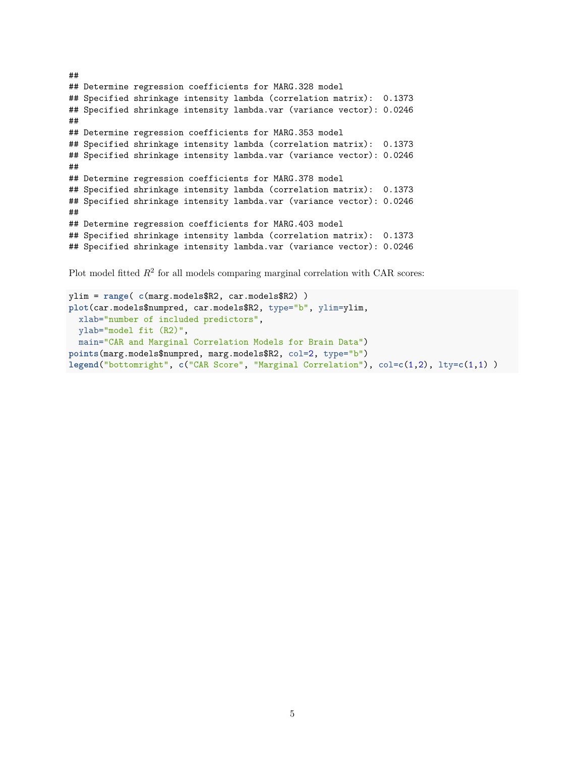```
##
## Determine regression coefficients for MARG.328 model
## Specified shrinkage intensity lambda (correlation matrix):  0.1373
## Specified shrinkage intensity lambda.var (variance vector): 0.0246
##
## Determine regression coefficients for MARG.353 model
## Specified shrinkage intensity lambda (correlation matrix):  0.1373
## Specified shrinkage intensity lambda.var (variance vector): 0.0246
##
## Determine regression coefficients for MARG.378 model
## Specified shrinkage intensity lambda (correlation matrix):  0.1373
## Specified shrinkage intensity lambda.var (variance vector): 0.0246
##
## Determine regression coefficients for MARG.403 model
## Specified shrinkage intensity lambda (correlation matrix):  0.1373
## Specified shrinkage intensity lambda.var (variance vector): 0.0246
```

Plot model fitted $R^2$ for all models comparing marginal correlation with CAR scores:

```
ylim = range( c(marg.models$R2, car.models$R2) )
plot(car.models$numpred, car.models$R2, type="b", ylim=ylim,
  xlab="number of included predictors",
  ylab="model fit (R2)",
  main="CAR and Marginal Correlation Models for Brain Data")
points(marg.models$numpred, marg.models$R2, col=2, type="b")
legend("bottomright", c("CAR Score", "Marginal Correlation"), col=c(1,2), lty=c(1,1) )
```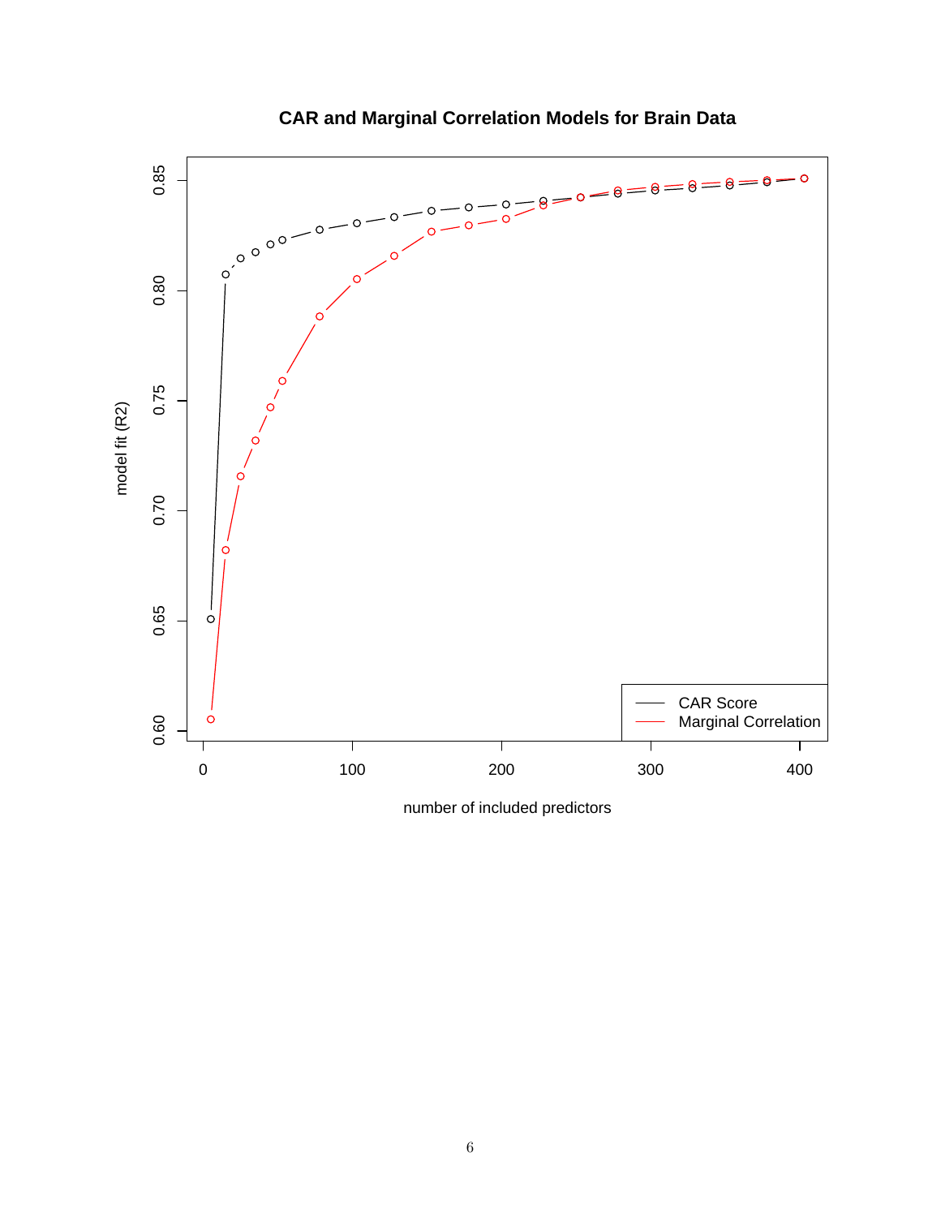**CAR and Marginal Correlation Models for Brain Data**

model fit (R2)

number of included predictors

CAR Score

Marginal Correlation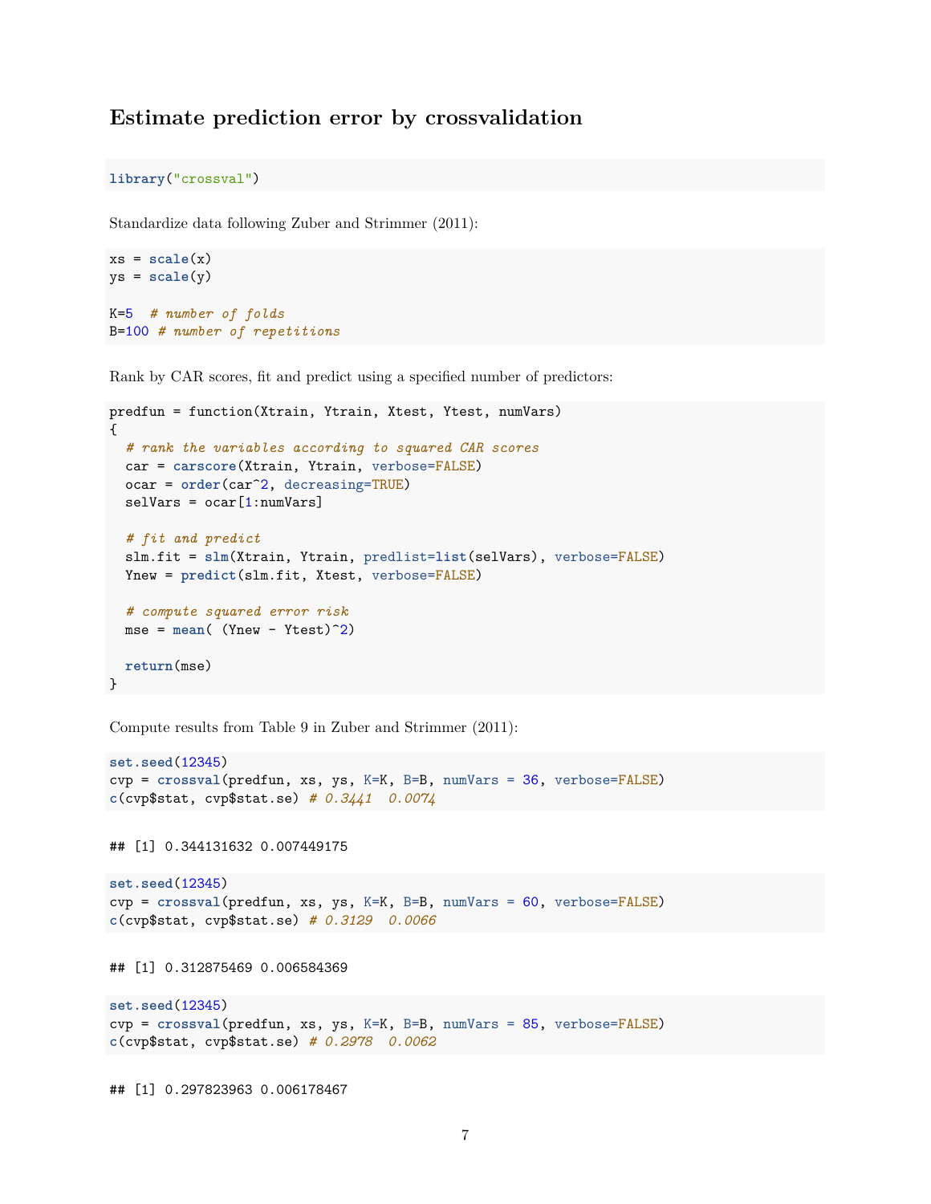## Estimate prediction error by crossvalidation

```
library("crossval")
```

Standardize data following Zuber and Strimmer (2011):

```
xs = scale(x)
ys = scale(y)

K=5  # number of folds
B=100 # number of repetitions
```

Rank by CAR scores, fit and predict using a specified number of predictors:

```
predfun = function(Xtrain, Ytrain, Xtest, Ytest, numVars)
{
  # rank the variables according to squared CAR scores
  car = carscore(Xtrain, Ytrain, verbose=FALSE)
  ocar = order(car^2, decreasing=TRUE)
  selVars = ocar[1:numVars]

  # fit and predict
  slm.fit = slm(Xtrain, Ytrain, predlist=list(selVars), verbose=FALSE)
  Ynew = predict(slm.fit, Xtest, verbose=FALSE)

  # compute squared error risk
  mse = mean( (Ynew - Ytest)^2)

  return(mse)
}
```

Compute results from Table 9 in Zuber and Strimmer (2011):

```
set.seed(12345)
cvp = crossval(predfun, xs, ys, K=K, B=B, numVars = 36, verbose=FALSE)
c(cvp$stat, cvp$stat.se) # 0.3441  0.0074
```

```
## [1] 0.344131632 0.007449175
```

```
set.seed(12345)
cvp = crossval(predfun, xs, ys, K=K, B=B, numVars = 60, verbose=FALSE)
c(cvp$stat, cvp$stat.se) # 0.3129  0.0066
```

```
## [1] 0.312875469 0.006584369
```

```
set.seed(12345)
cvp = crossval(predfun, xs, ys, K=K, B=B, numVars = 85, verbose=FALSE)
c(cvp$stat, cvp$stat.se) # 0.2978  0.0062
```

```
## [1] 0.297823963 0.006178467
```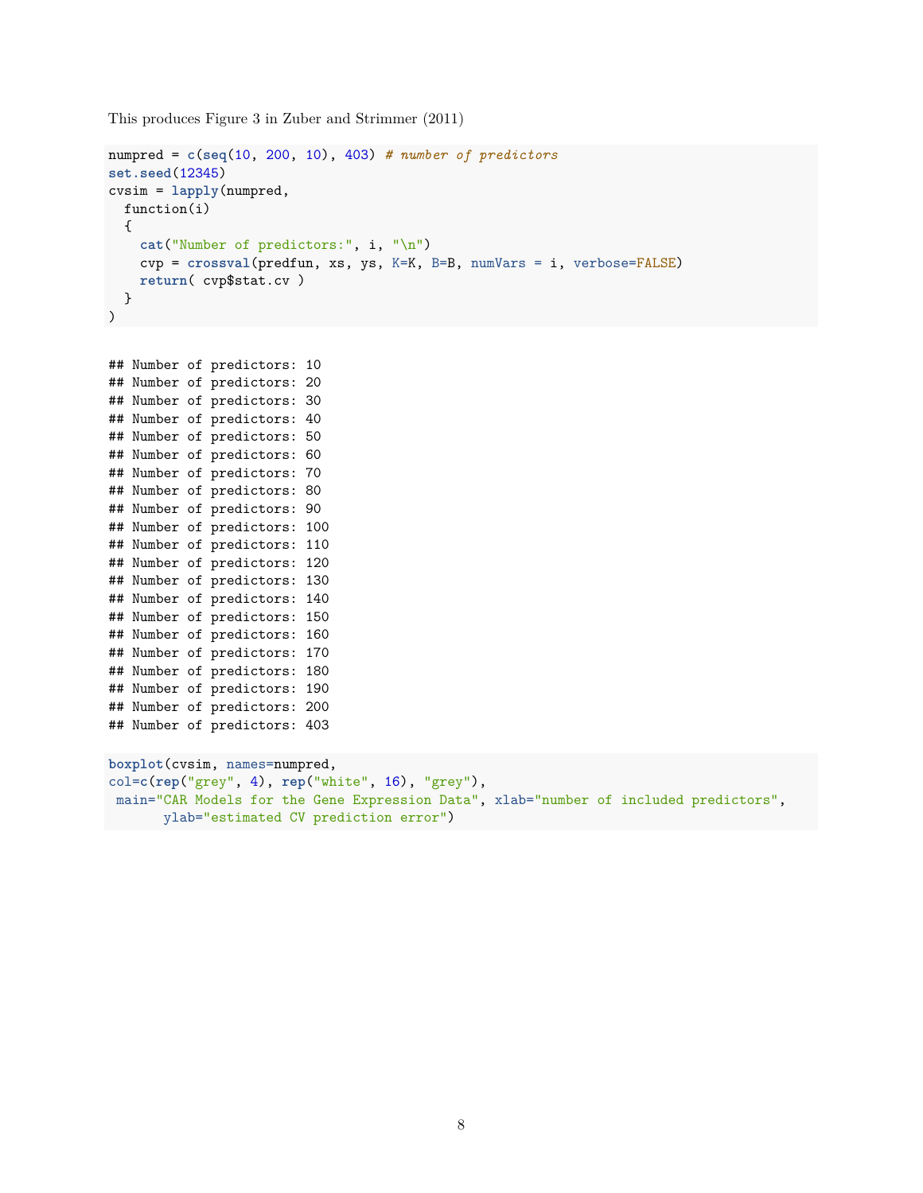This produces Figure 3 in Zuber and Strimmer (2011)

```
numpred = c(seq(10, 200, 10), 403) # number of predictors
set.seed(12345)
cvsim = lapply(numpred,
  function(i)
  {
    cat("Number of predictors:", i, "\n")
    cvp = crossval(predfun, xs, ys, K=K, B=B, numVars = i, verbose=FALSE)
    return( cvp$stat.cv )
  }
)
```

```
## Number of predictors: 10
## Number of predictors: 20
## Number of predictors: 30
## Number of predictors: 40
## Number of predictors: 50
## Number of predictors: 60
## Number of predictors: 70
## Number of predictors: 80
## Number of predictors: 90
## Number of predictors: 100
## Number of predictors: 110
## Number of predictors: 120
## Number of predictors: 130
## Number of predictors: 140
## Number of predictors: 150
## Number of predictors: 160
## Number of predictors: 170
## Number of predictors: 180
## Number of predictors: 190
## Number of predictors: 200
## Number of predictors: 403
```

```
boxplot(cvsim, names=numpred,
col=c(rep("grey", 4), rep("white", 16), "grey"),
 main="CAR Models for the Gene Expression Data", xlab="number of included predictors",
       ylab="estimated CV prediction error")
```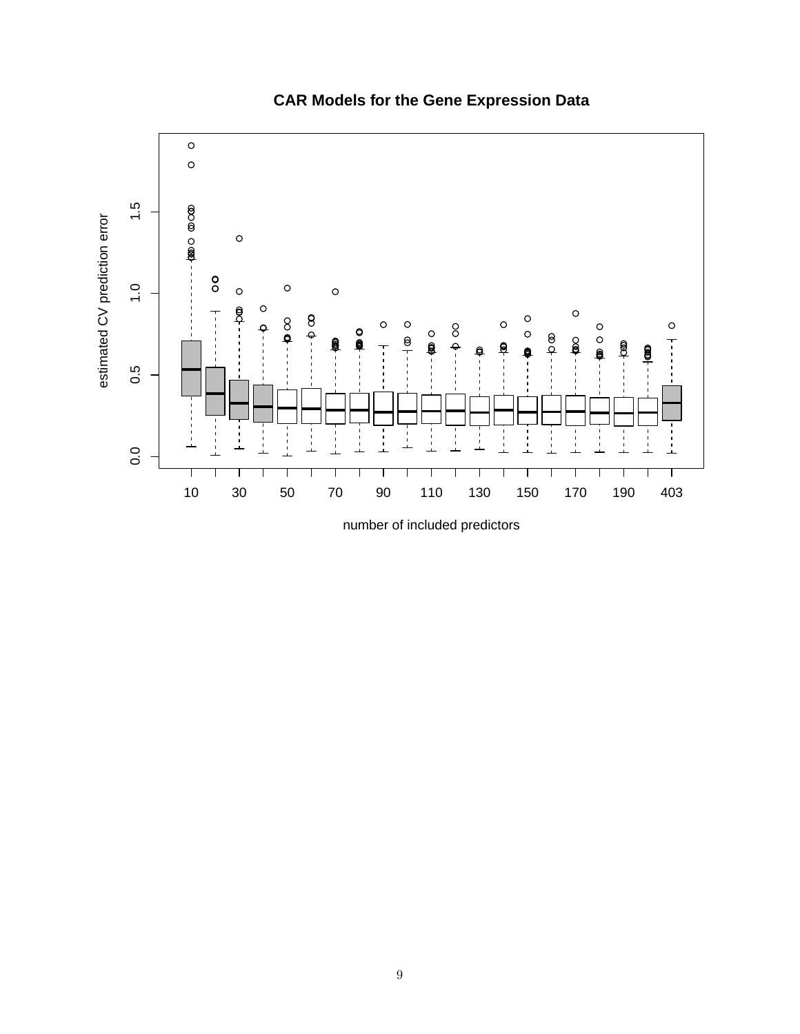**CAR Models for the Gene Expression Data**

estimated CV prediction error

0.0
0.5
1.0
1.5

10
30
50
70
90
110
130
150
170
190
403

number of included predictors